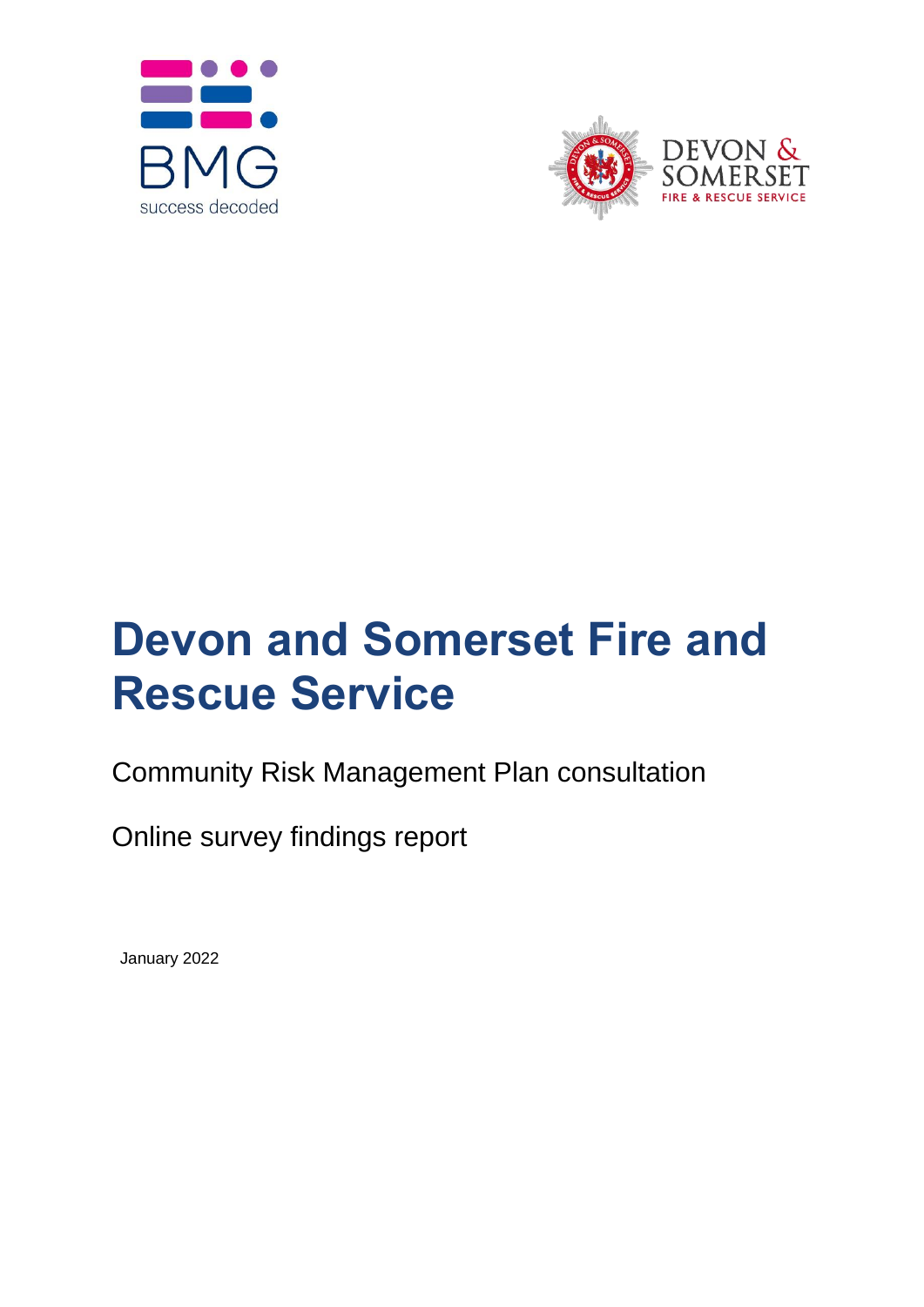# Devon and Somerset Fire and Rescue Service

Community Risk Management Plan consultation

Online survey findings report

January 2022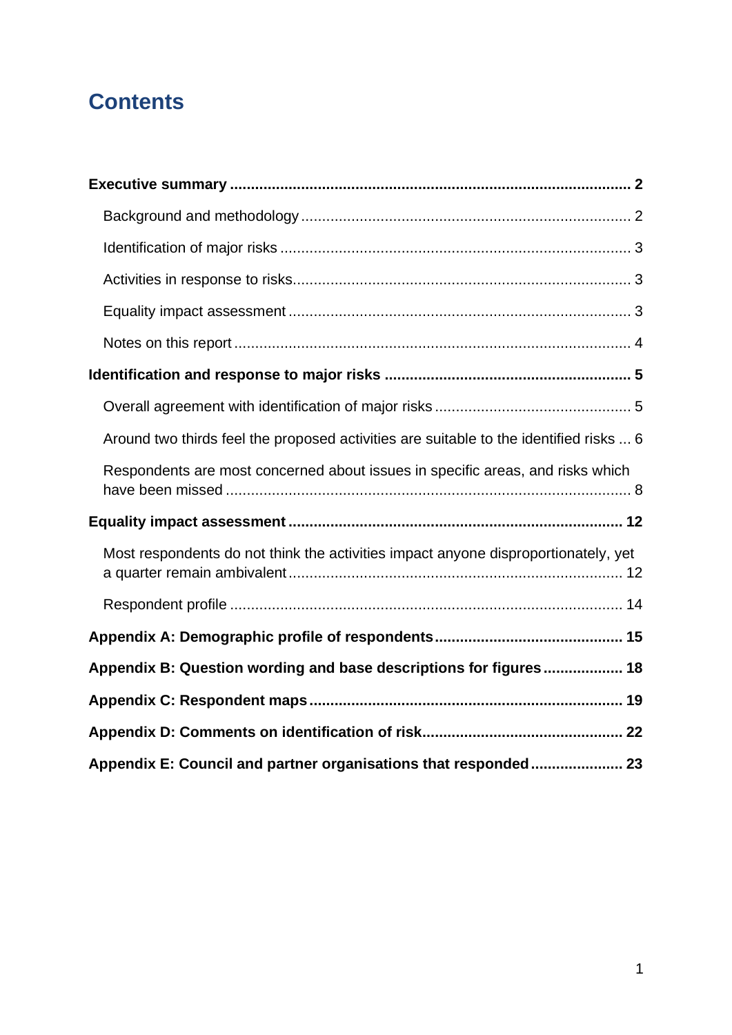# Contents

**Executive summary** ..... **2**

- Background and methodology ..... 2
- Identification of major risks ..... 3
- Activities in response to risks ..... 3
- Equality impact assessment ..... 3
- Notes on this report ..... 4

**Identification and response to major risks** ..... **5**

- Overall agreement with identification of major risks ..... 5
- Around two thirds feel the proposed activities are suitable to the identified risks ..... 6
- Respondents are most concerned about issues in specific areas, and risks which have been missed ..... 8

**Equality impact assessment** ..... **12**

- Most respondents do not think the activities impact anyone disproportionately, yet a quarter remain ambivalent ..... 12
- Respondent profile ..... 14

**Appendix A: Demographic profile of respondents** ..... **15**

**Appendix B: Question wording and base descriptions for figures** ..... **18**

**Appendix C: Respondent maps** ..... **19**

**Appendix D: Comments on identification of risk** ..... **22**

**Appendix E: Council and partner organisations that responded** ..... **23**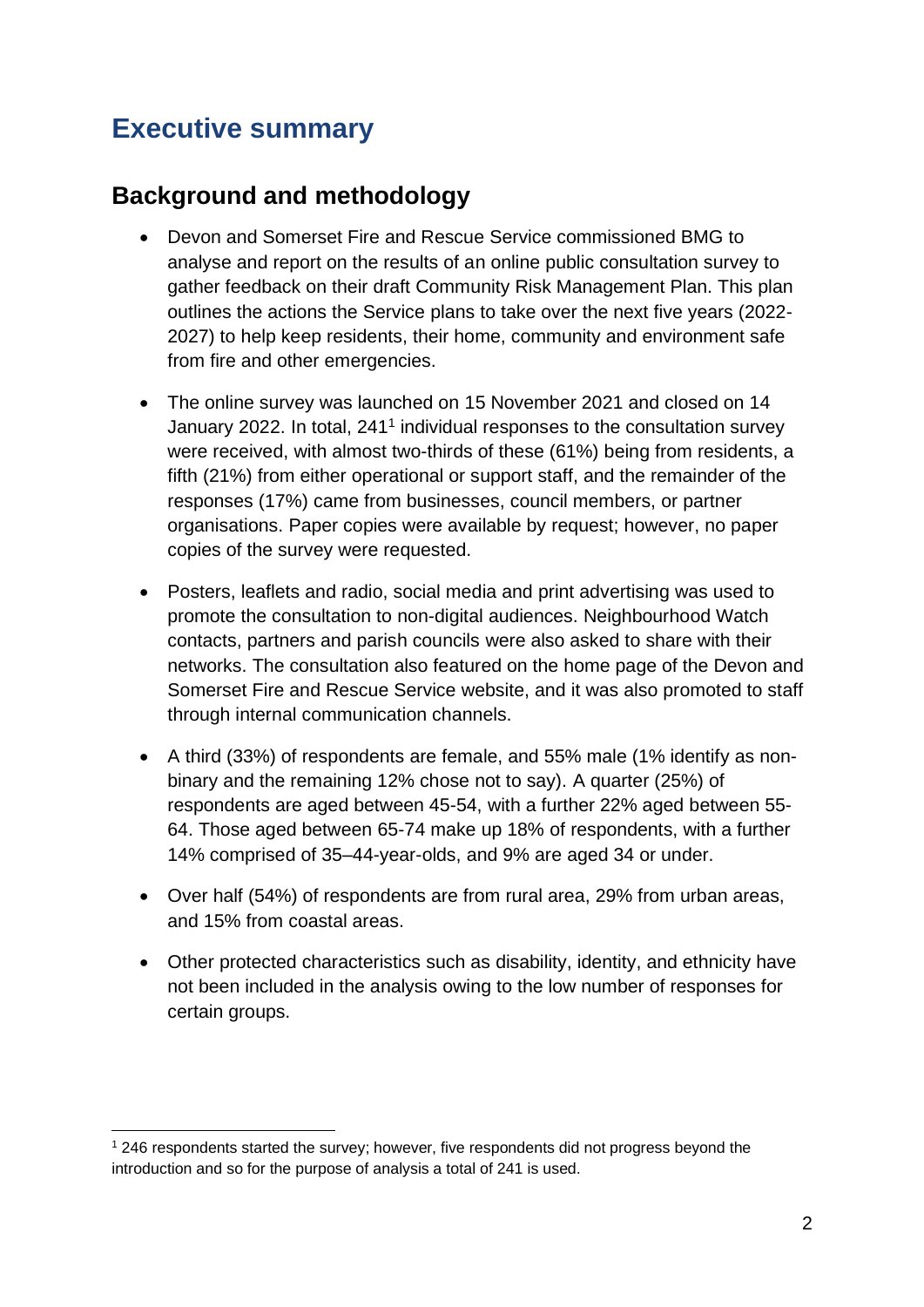# Executive summary

## Background and methodology

- Devon and Somerset Fire and Rescue Service commissioned BMG to analyse and report on the results of an online public consultation survey to gather feedback on their draft Community Risk Management Plan. This plan outlines the actions the Service plans to take over the next five years (2022-2027) to help keep residents, their home, community and environment safe from fire and other emergencies.

- The online survey was launched on 15 November 2021 and closed on 14 January 2022. In total, 241[1] individual responses to the consultation survey were received, with almost two-thirds of these (61%) being from residents, a fifth (21%) from either operational or support staff, and the remainder of the responses (17%) came from businesses, council members, or partner organisations. Paper copies were available by request; however, no paper copies of the survey were requested.

- Posters, leaflets and radio, social media and print advertising was used to promote the consultation to non-digital audiences. Neighbourhood Watch contacts, partners and parish councils were also asked to share with their networks. The consultation also featured on the home page of the Devon and Somerset Fire and Rescue Service website, and it was also promoted to staff through internal communication channels.

- A third (33%) of respondents are female, and 55% male (1% identify as non-binary and the remaining 12% chose not to say). A quarter (25%) of respondents are aged between 45-54, with a further 22% aged between 55-64. Those aged between 65-74 make up 18% of respondents, with a further 14% comprised of 35–44-year-olds, and 9% are aged 34 or under.

- Over half (54%) of respondents are from rural area, 29% from urban areas, and 15% from coastal areas.

- Other protected characteristics such as disability, identity, and ethnicity have not been included in the analysis owing to the low number of responses for certain groups.

[1] 246 respondents started the survey; however, five respondents did not progress beyond the introduction and so for the purpose of analysis a total of 241 is used.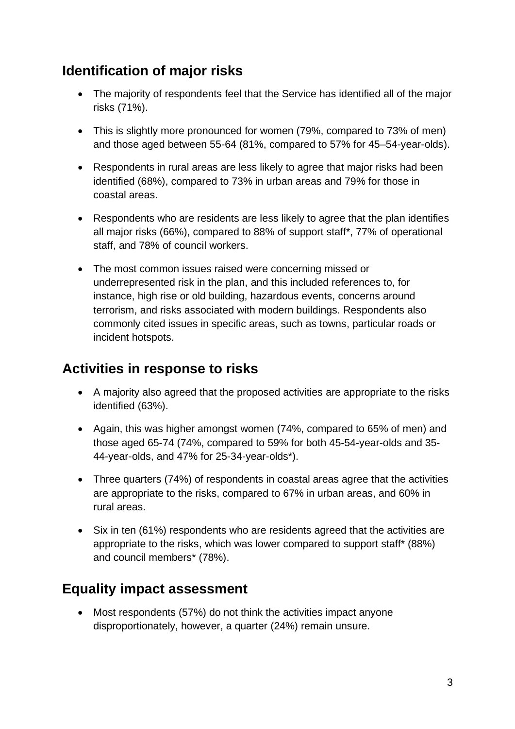## Identification of major risks

- The majority of respondents feel that the Service has identified all of the major risks (71%).
- This is slightly more pronounced for women (79%, compared to 73% of men) and those aged between 55-64 (81%, compared to 57% for 45–54-year-olds).
- Respondents in rural areas are less likely to agree that major risks had been identified (68%), compared to 73% in urban areas and 79% for those in coastal areas.
- Respondents who are residents are less likely to agree that the plan identifies all major risks (66%), compared to 88% of support staff*, 77% of operational staff, and 78% of council workers.
- The most common issues raised were concerning missed or underrepresented risk in the plan, and this included references to, for instance, high rise or old building, hazardous events, concerns around terrorism, and risks associated with modern buildings. Respondents also commonly cited issues in specific areas, such as towns, particular roads or incident hotspots.

## Activities in response to risks

- A majority also agreed that the proposed activities are appropriate to the risks identified (63%).
- Again, this was higher amongst women (74%, compared to 65% of men) and those aged 65-74 (74%, compared to 59% for both 45-54-year-olds and 35-44-year-olds, and 47% for 25-34-year-olds*).
- Three quarters (74%) of respondents in coastal areas agree that the activities are appropriate to the risks, compared to 67% in urban areas, and 60% in rural areas.
- Six in ten (61%) respondents who are residents agreed that the activities are appropriate to the risks, which was lower compared to support staff* (88%) and council members* (78%).

## Equality impact assessment

- Most respondents (57%) do not think the activities impact anyone disproportionately, however, a quarter (24%) remain unsure.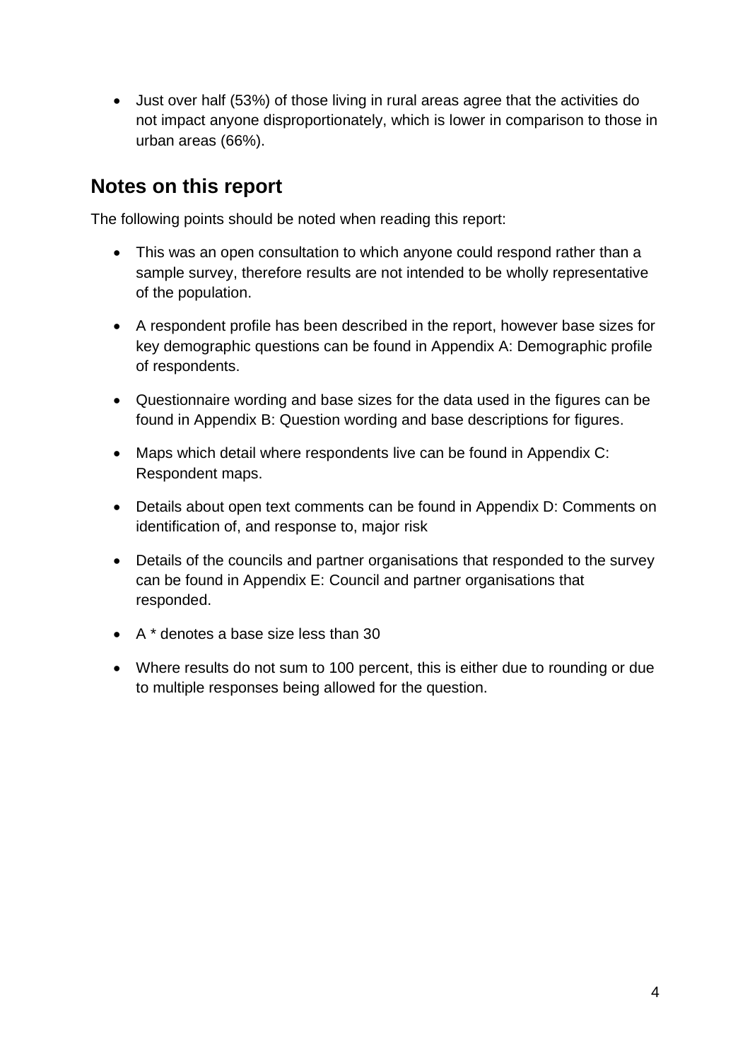- Just over half (53%) of those living in rural areas agree that the activities do not impact anyone disproportionately, which is lower in comparison to those in urban areas (66%).

## Notes on this report

The following points should be noted when reading this report:

- This was an open consultation to which anyone could respond rather than a sample survey, therefore results are not intended to be wholly representative of the population.
- A respondent profile has been described in the report, however base sizes for key demographic questions can be found in Appendix A: Demographic profile of respondents.
- Questionnaire wording and base sizes for the data used in the figures can be found in Appendix B: Question wording and base descriptions for figures.
- Maps which detail where respondents live can be found in Appendix C: Respondent maps.
- Details about open text comments can be found in Appendix D: Comments on identification of, and response to, major risk
- Details of the councils and partner organisations that responded to the survey can be found in Appendix E: Council and partner organisations that responded.
- A * denotes a base size less than 30
- Where results do not sum to 100 percent, this is either due to rounding or due to multiple responses being allowed for the question.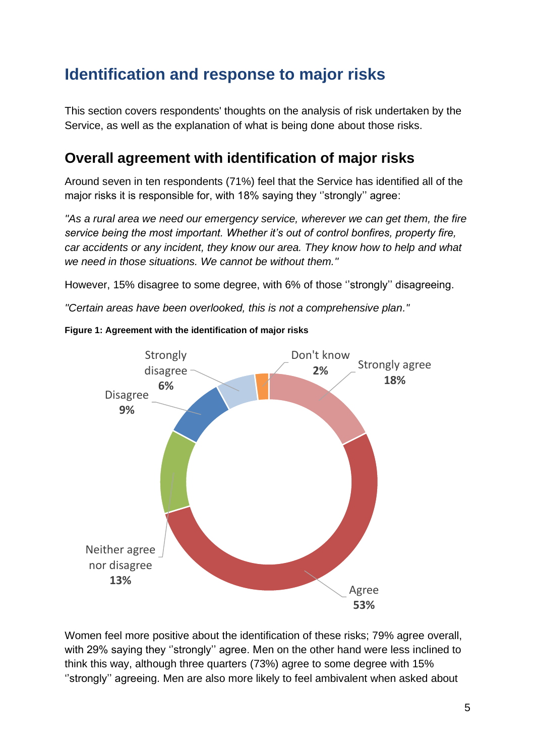# Identification and response to major risks

This section covers respondents' thoughts on the analysis of risk undertaken by the Service, as well as the explanation of what is being done about those risks.

## Overall agreement with identification of major risks

Around seven in ten respondents (71%) feel that the Service has identified all of the major risks it is responsible for, with 18% saying they ''strongly'' agree:

*"As a rural area we need our emergency service, wherever we can get them, the fire service being the most important. Whether it's out of control bonfires, property fire, car accidents or any incident, they know our area. They know how to help and what we need in those situations. We cannot be without them."*

However, 15% disagree to some degree, with 6% of those ''strongly'' disagreeing.

*"Certain areas have been overlooked, this is not a comprehensive plan."*

**Figure 1: Agreement with the identification of major risks**

| Response | Percentage |
|---|---|
| Strongly agree | 18% |
| Agree | 53% |
| Neither agree nor disagree | 13% |
| Disagree | 9% |
| Strongly disagree | 6% |
| Don't know | 2% |

Women feel more positive about the identification of these risks; 79% agree overall, with 29% saying they ''strongly'' agree. Men on the other hand were less inclined to think this way, although three quarters (73%) agree to some degree with 15% ''strongly'' agreeing. Men are also more likely to feel ambivalent when asked about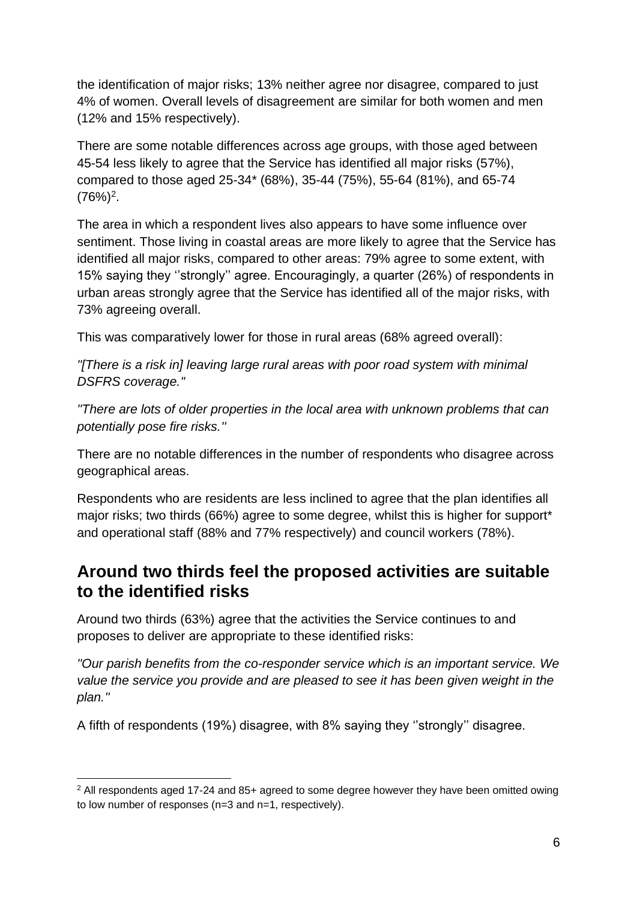the identification of major risks; 13% neither agree nor disagree, compared to just 4% of women. Overall levels of disagreement are similar for both women and men (12% and 15% respectively).

There are some notable differences across age groups, with those aged between 45-54 less likely to agree that the Service has identified all major risks (57%), compared to those aged 25-34* (68%), 35-44 (75%), 55-64 (81%), and 65-74 (76%)[2].

The area in which a respondent lives also appears to have some influence over sentiment. Those living in coastal areas are more likely to agree that the Service has identified all major risks, compared to other areas: 79% agree to some extent, with 15% saying they ''strongly'' agree. Encouragingly, a quarter (26%) of respondents in urban areas strongly agree that the Service has identified all of the major risks, with 73% agreeing overall.

This was comparatively lower for those in rural areas (68% agreed overall):

*"[There is a risk in] leaving large rural areas with poor road system with minimal DSFRS coverage."*

*"There are lots of older properties in the local area with unknown problems that can potentially pose fire risks."*

There are no notable differences in the number of respondents who disagree across geographical areas.

Respondents who are residents are less inclined to agree that the plan identifies all major risks; two thirds (66%) agree to some degree, whilst this is higher for support* and operational staff (88% and 77% respectively) and council workers (78%).

## Around two thirds feel the proposed activities are suitable to the identified risks

Around two thirds (63%) agree that the activities the Service continues to and proposes to deliver are appropriate to these identified risks:

*"Our parish benefits from the co-responder service which is an important service. We value the service you provide and are pleased to see it has been given weight in the plan."*

A fifth of respondents (19%) disagree, with 8% saying they ''strongly'' disagree.

---

[2] All respondents aged 17-24 and 85+ agreed to some degree however they have been omitted owing to low number of responses (n=3 and n=1, respectively).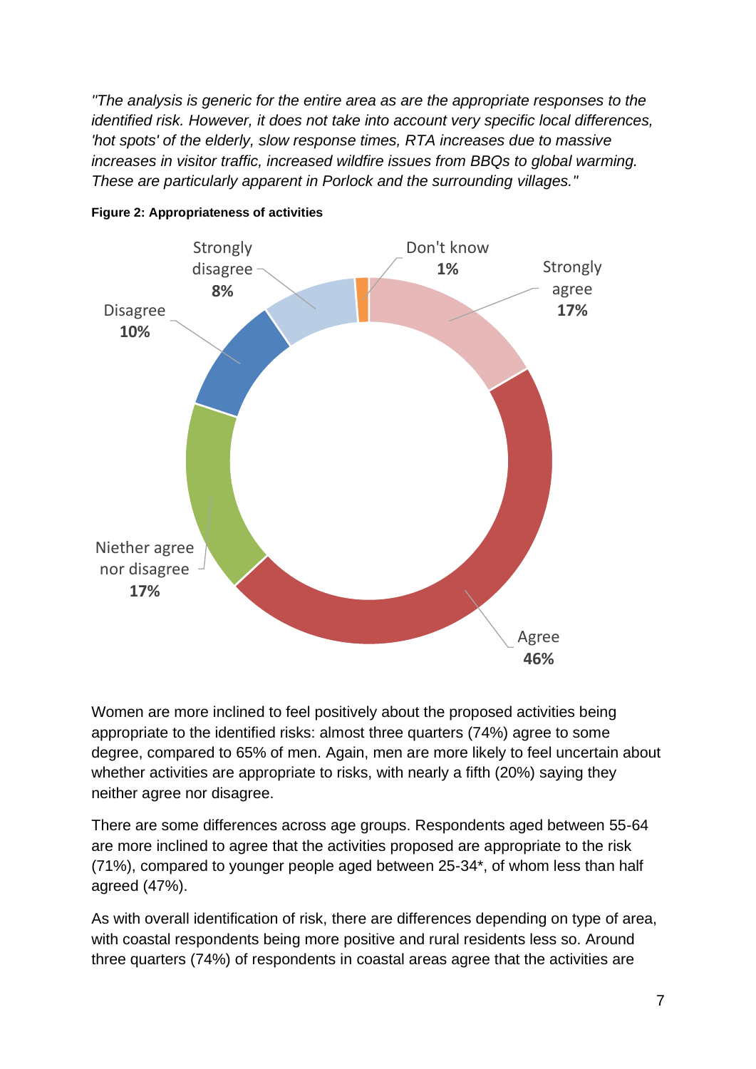*"The analysis is generic for the entire area as are the appropriate responses to the identified risk. However, it does not take into account very specific local differences, 'hot spots' of the elderly, slow response times, RTA increases due to massive increases in visitor traffic, increased wildfire issues from BBQs to global warming. These are particularly apparent in Porlock and the surrounding villages."*

**Figure 2: Appropriateness of activities**

| Response | Percentage |
|---|---|
| Strongly agree | 17% |
| Agree | 46% |
| Niether agree nor disagree | 17% |
| Disagree | 10% |
| Strongly disagree | 8% |
| Don't know | 1% |

Women are more inclined to feel positively about the proposed activities being appropriate to the identified risks: almost three quarters (74%) agree to some degree, compared to 65% of men. Again, men are more likely to feel uncertain about whether activities are appropriate to risks, with nearly a fifth (20%) saying they neither agree nor disagree.

There are some differences across age groups. Respondents aged between 55-64 are more inclined to agree that the activities proposed are appropriate to the risk (71%), compared to younger people aged between 25-34*, of whom less than half agreed (47%).

As with overall identification of risk, there are differences depending on type of area, with coastal respondents being more positive and rural residents less so. Around three quarters (74%) of respondents in coastal areas agree that the activities are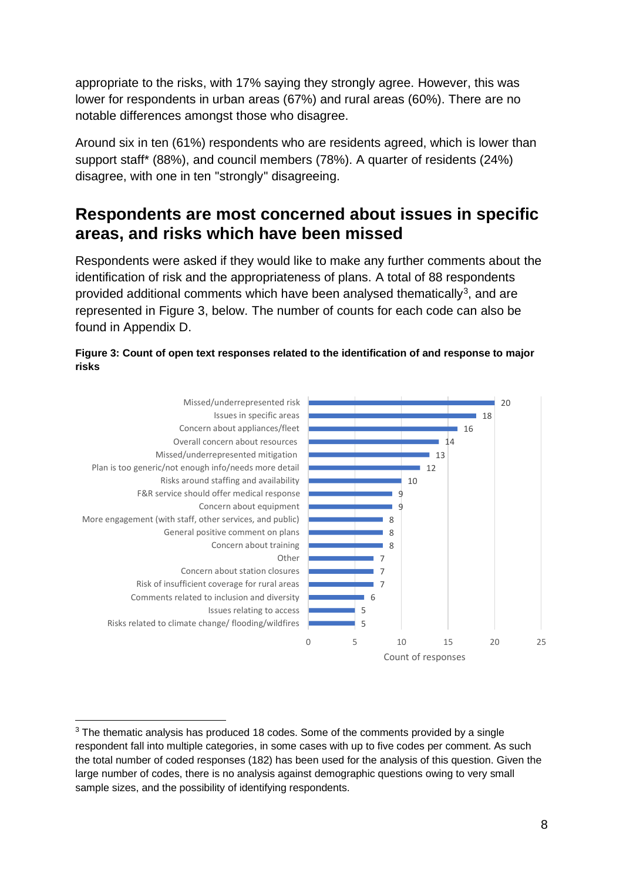appropriate to the risks, with 17% saying they strongly agree. However, this was lower for respondents in urban areas (67%) and rural areas (60%). There are no notable differences amongst those who disagree.

Around six in ten (61%) respondents who are residents agreed, which is lower than support staff* (88%), and council members (78%). A quarter of residents (24%) disagree, with one in ten "strongly" disagreeing.

## Respondents are most concerned about issues in specific areas, and risks which have been missed

Respondents were asked if they would like to make any further comments about the identification of risk and the appropriateness of plans. A total of 88 respondents provided additional comments which have been analysed thematically[3], and are represented in Figure 3, below. The number of counts for each code can also be found in Appendix D.

**Figure 3: Count of open text responses related to the identification of and response to major risks**

| Code | Count of responses |
| --- | --- |
| Missed/underrepresented risk | 20 |
| Issues in specific areas | 18 |
| Concern about appliances/fleet | 16 |
| Overall concern about resources | 14 |
| Missed/underrepresented mitigation | 13 |
| Plan is too generic/not enough info/needs more detail | 12 |
| Risks around staffing and availability | 10 |
| F&R service should offer medical response | 9 |
| Concern about equipment | 9 |
| More engagement (with staff, other services, and public) | 8 |
| General positive comment on plans | 8 |
| Concern about training | 8 |
| Other | 7 |
| Concern about station closures | 7 |
| Risk of insufficient coverage for rural areas | 7 |
| Comments related to inclusion and diversity | 6 |
| Issues relating to access | 5 |
| Risks related to climate change/ flooding/wildfires | 5 |

[3] The thematic analysis has produced 18 codes. Some of the comments provided by a single respondent fall into multiple categories, in some cases with up to five codes per comment. As such the total number of coded responses (182) has been used for the analysis of this question. Given the large number of codes, there is no analysis against demographic questions owing to very small sample sizes, and the possibility of identifying respondents.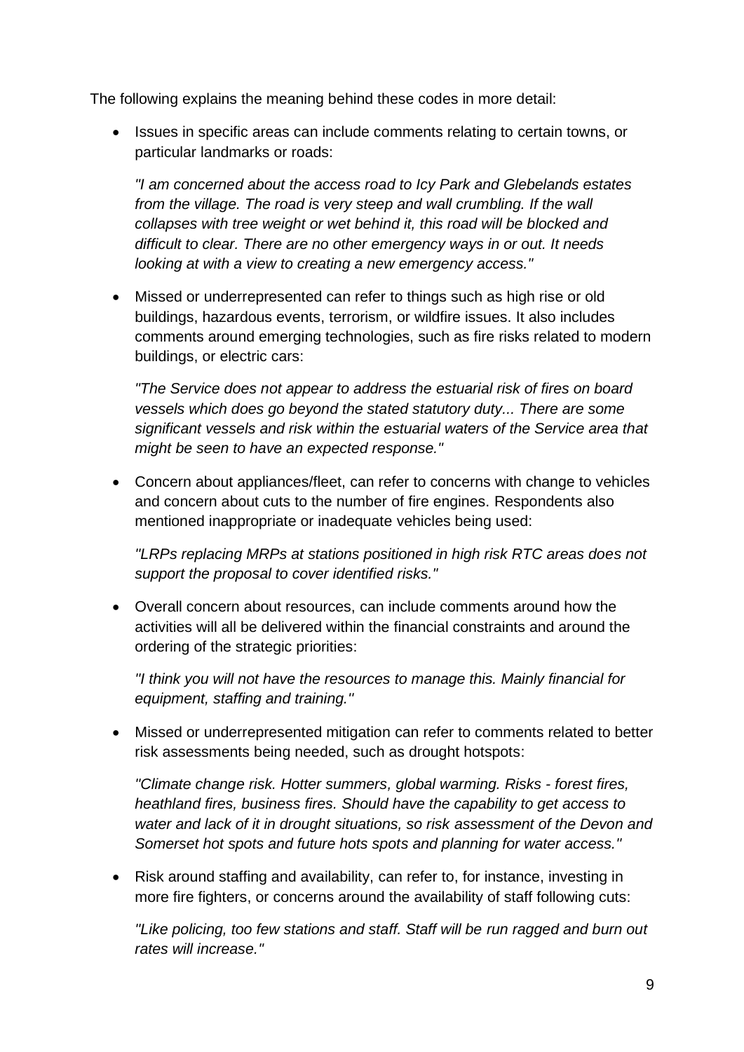The following explains the meaning behind these codes in more detail:

- Issues in specific areas can include comments relating to certain towns, or particular landmarks or roads:

  *"I am concerned about the access road to Icy Park and Glebelands estates from the village. The road is very steep and wall crumbling. If the wall collapses with tree weight or wet behind it, this road will be blocked and difficult to clear. There are no other emergency ways in or out. It needs looking at with a view to creating a new emergency access."*

- Missed or underrepresented can refer to things such as high rise or old buildings, hazardous events, terrorism, or wildfire issues. It also includes comments around emerging technologies, such as fire risks related to modern buildings, or electric cars:

  *"The Service does not appear to address the estuarial risk of fires on board vessels which does go beyond the stated statutory duty... There are some significant vessels and risk within the estuarial waters of the Service area that might be seen to have an expected response."*

- Concern about appliances/fleet, can refer to concerns with change to vehicles and concern about cuts to the number of fire engines. Respondents also mentioned inappropriate or inadequate vehicles being used:

  *"LRPs replacing MRPs at stations positioned in high risk RTC areas does not support the proposal to cover identified risks."*

- Overall concern about resources, can include comments around how the activities will all be delivered within the financial constraints and around the ordering of the strategic priorities:

  *"I think you will not have the resources to manage this. Mainly financial for equipment, staffing and training."*

- Missed or underrepresented mitigation can refer to comments related to better risk assessments being needed, such as drought hotspots:

  *"Climate change risk. Hotter summers, global warming. Risks - forest fires, heathland fires, business fires. Should have the capability to get access to water and lack of it in drought situations, so risk assessment of the Devon and Somerset hot spots and future hots spots and planning for water access."*

- Risk around staffing and availability, can refer to, for instance, investing in more fire fighters, or concerns around the availability of staff following cuts:

  *"Like policing, too few stations and staff. Staff will be run ragged and burn out rates will increase."*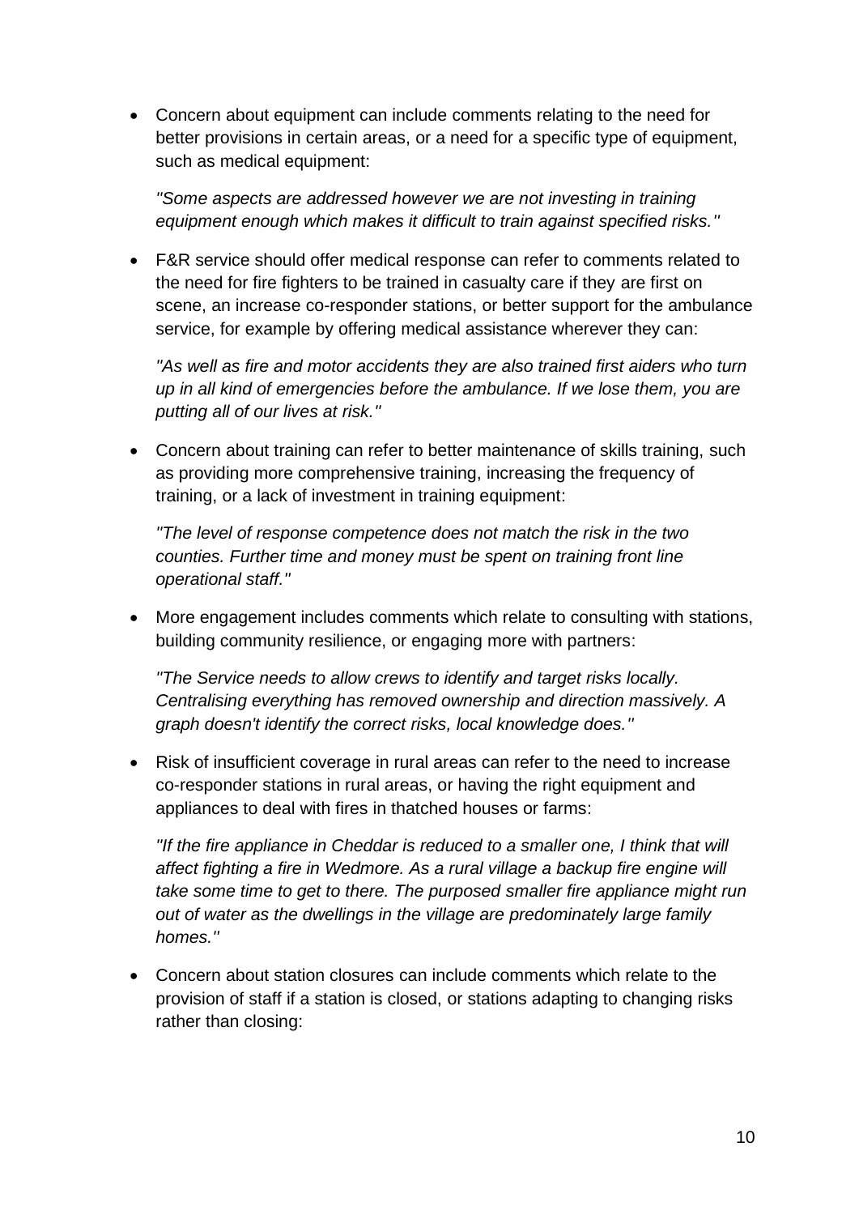- Concern about equipment can include comments relating to the need for better provisions in certain areas, or a need for a specific type of equipment, such as medical equipment:

  *"Some aspects are addressed however we are not investing in training equipment enough which makes it difficult to train against specified risks."*

- F&R service should offer medical response can refer to comments related to the need for fire fighters to be trained in casualty care if they are first on scene, an increase co-responder stations, or better support for the ambulance service, for example by offering medical assistance wherever they can:

  *"As well as fire and motor accidents they are also trained first aiders who turn up in all kind of emergencies before the ambulance. If we lose them, you are putting all of our lives at risk."*

- Concern about training can refer to better maintenance of skills training, such as providing more comprehensive training, increasing the frequency of training, or a lack of investment in training equipment:

  *"The level of response competence does not match the risk in the two counties. Further time and money must be spent on training front line operational staff."*

- More engagement includes comments which relate to consulting with stations, building community resilience, or engaging more with partners:

  *"The Service needs to allow crews to identify and target risks locally. Centralising everything has removed ownership and direction massively. A graph doesn't identify the correct risks, local knowledge does."*

- Risk of insufficient coverage in rural areas can refer to the need to increase co-responder stations in rural areas, or having the right equipment and appliances to deal with fires in thatched houses or farms:

  *"If the fire appliance in Cheddar is reduced to a smaller one, I think that will affect fighting a fire in Wedmore. As a rural village a backup fire engine will take some time to get to there. The purposed smaller fire appliance might run out of water as the dwellings in the village are predominately large family homes."*

- Concern about station closures can include comments which relate to the provision of staff if a station is closed, or stations adapting to changing risks rather than closing: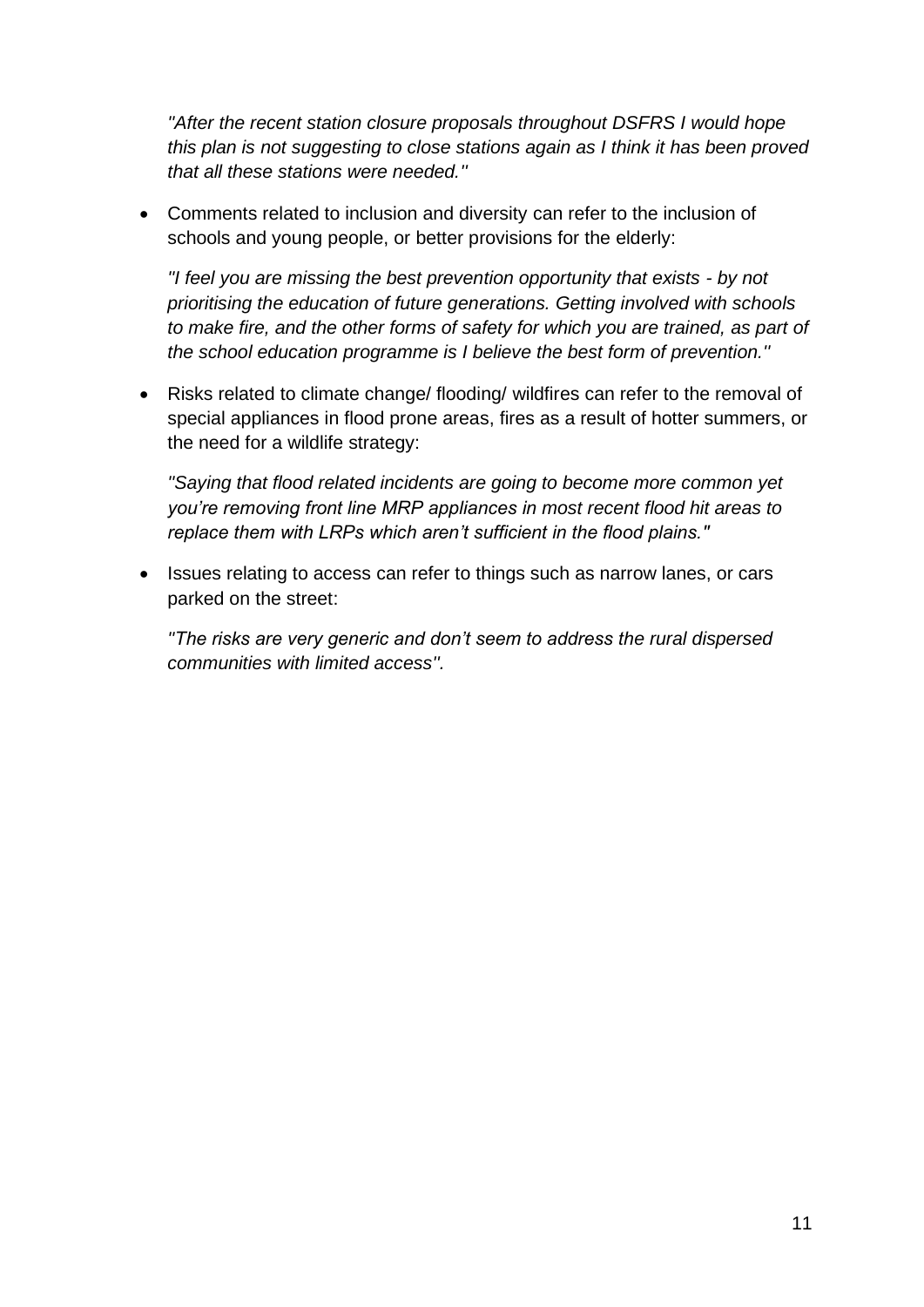*"After the recent station closure proposals throughout DSFRS I would hope this plan is not suggesting to close stations again as I think it has been proved that all these stations were needed."*

- Comments related to inclusion and diversity can refer to the inclusion of schools and young people, or better provisions for the elderly:

  *"I feel you are missing the best prevention opportunity that exists - by not prioritising the education of future generations. Getting involved with schools to make fire, and the other forms of safety for which you are trained, as part of the school education programme is I believe the best form of prevention."*

- Risks related to climate change/ flooding/ wildfires can refer to the removal of special appliances in flood prone areas, fires as a result of hotter summers, or the need for a wildlife strategy:

  *"Saying that flood related incidents are going to become more common yet you're removing front line MRP appliances in most recent flood hit areas to replace them with LRPs which aren't sufficient in the flood plains."*

- Issues relating to access can refer to things such as narrow lanes, or cars parked on the street:

  *"The risks are very generic and don't seem to address the rural dispersed communities with limited access".*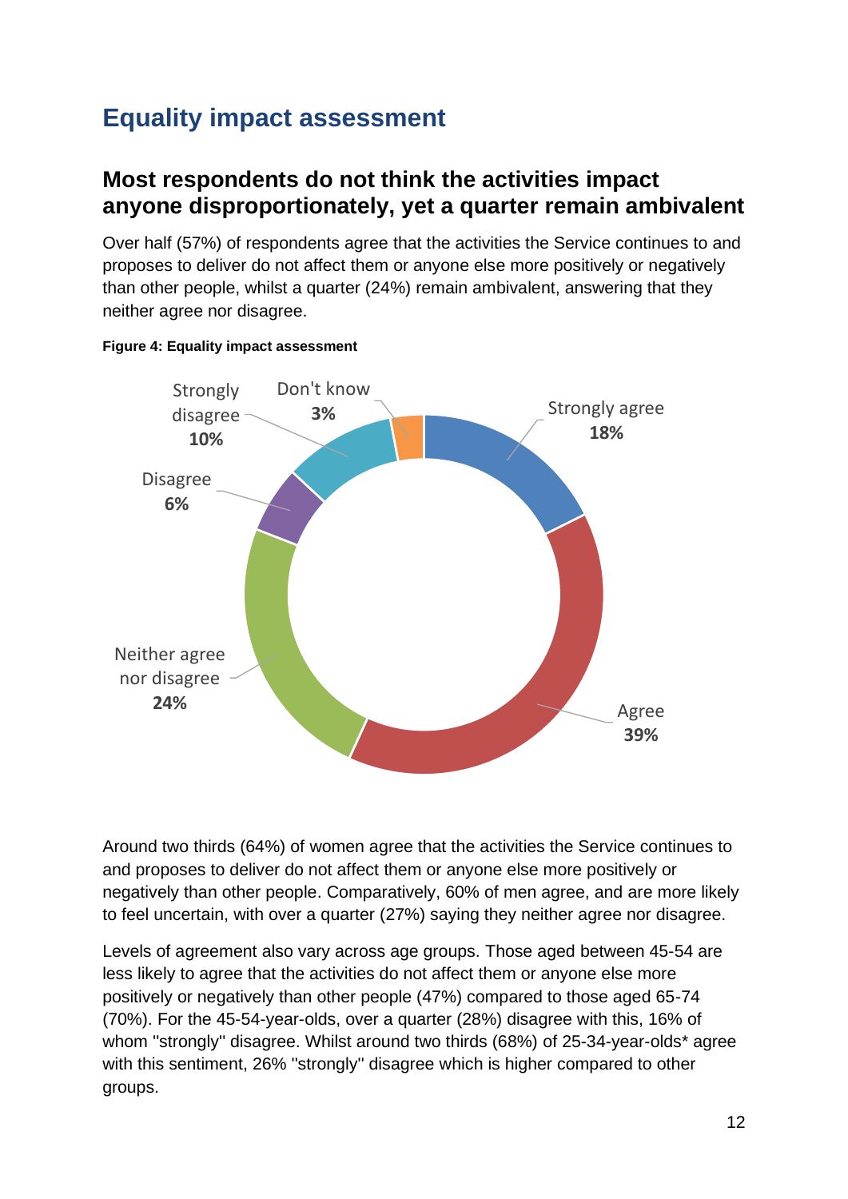## Equality impact assessment

### Most respondents do not think the activities impact anyone disproportionately, yet a quarter remain ambivalent

Over half (57%) of respondents agree that the activities the Service continues to and proposes to deliver do not affect them or anyone else more positively or negatively than other people, whilst a quarter (24%) remain ambivalent, answering that they neither agree nor disagree.

**Figure 4: Equality impact assessment**

| Response | % |
| --- | --- |
| Strongly agree | 18% |
| Agree | 39% |
| Neither agree nor disagree | 24% |
| Disagree | 6% |
| Strongly disagree | 10% |
| Don't know | 3% |

Around two thirds (64%) of women agree that the activities the Service continues to and proposes to deliver do not affect them or anyone else more positively or negatively than other people. Comparatively, 60% of men agree, and are more likely to feel uncertain, with over a quarter (27%) saying they neither agree nor disagree.

Levels of agreement also vary across age groups. Those aged between 45-54 are less likely to agree that the activities do not affect them or anyone else more positively or negatively than other people (47%) compared to those aged 65-74 (70%). For the 45-54-year-olds, over a quarter (28%) disagree with this, 16% of whom "strongly" disagree. Whilst around two thirds (68%) of 25-34-year-olds* agree with this sentiment, 26% "strongly" disagree which is higher compared to other groups.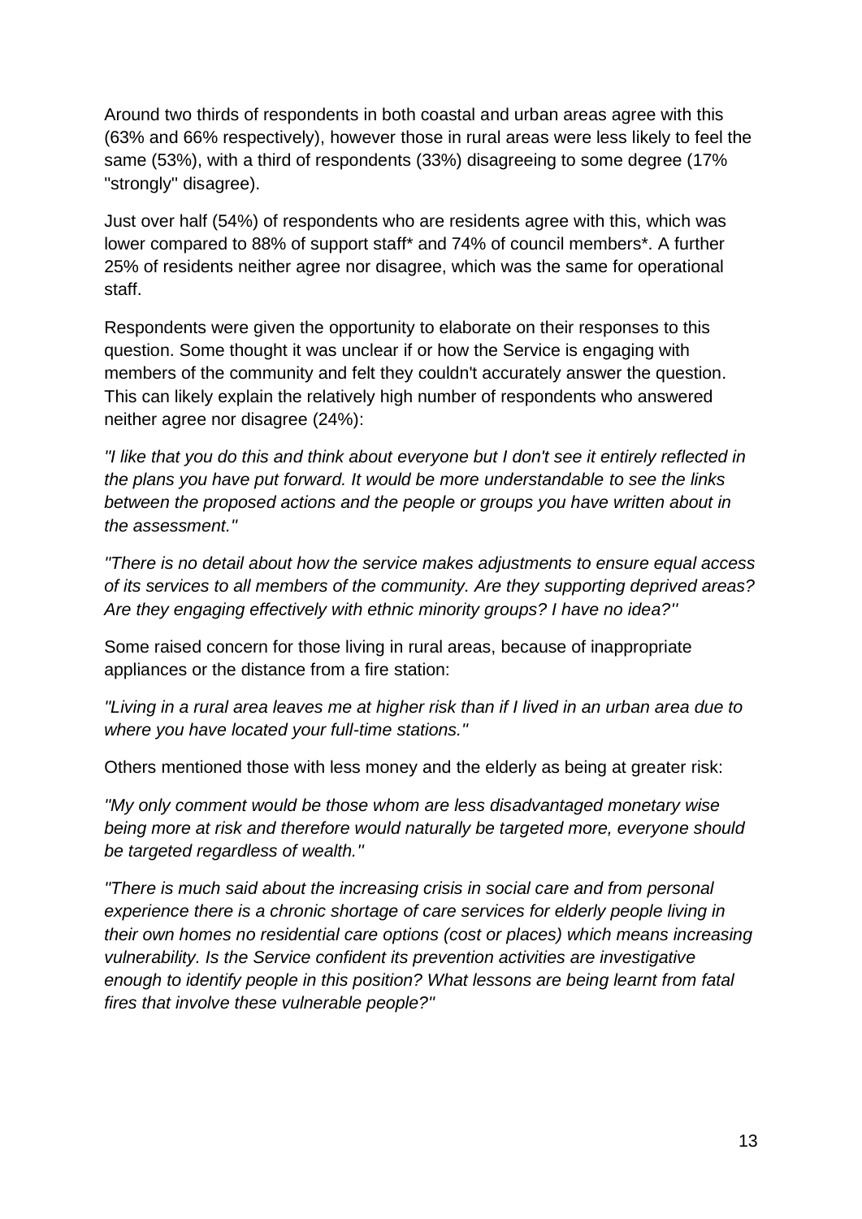Around two thirds of respondents in both coastal and urban areas agree with this (63% and 66% respectively), however those in rural areas were less likely to feel the same (53%), with a third of respondents (33%) disagreeing to some degree (17% "strongly" disagree).

Just over half (54%) of respondents who are residents agree with this, which was lower compared to 88% of support staff* and 74% of council members*. A further 25% of residents neither agree nor disagree, which was the same for operational staff.

Respondents were given the opportunity to elaborate on their responses to this question. Some thought it was unclear if or how the Service is engaging with members of the community and felt they couldn't accurately answer the question. This can likely explain the relatively high number of respondents who answered neither agree nor disagree (24%):

*"I like that you do this and think about everyone but I don't see it entirely reflected in the plans you have put forward. It would be more understandable to see the links between the proposed actions and the people or groups you have written about in the assessment."*

*"There is no detail about how the service makes adjustments to ensure equal access of its services to all members of the community. Are they supporting deprived areas? Are they engaging effectively with ethnic minority groups? I have no idea?"*

Some raised concern for those living in rural areas, because of inappropriate appliances or the distance from a fire station:

*"Living in a rural area leaves me at higher risk than if I lived in an urban area due to where you have located your full-time stations."*

Others mentioned those with less money and the elderly as being at greater risk:

*"My only comment would be those whom are less disadvantaged monetary wise being more at risk and therefore would naturally be targeted more, everyone should be targeted regardless of wealth."*

*"There is much said about the increasing crisis in social care and from personal experience there is a chronic shortage of care services for elderly people living in their own homes no residential care options (cost or places) which means increasing vulnerability. Is the Service confident its prevention activities are investigative enough to identify people in this position? What lessons are being learnt from fatal fires that involve these vulnerable people?"*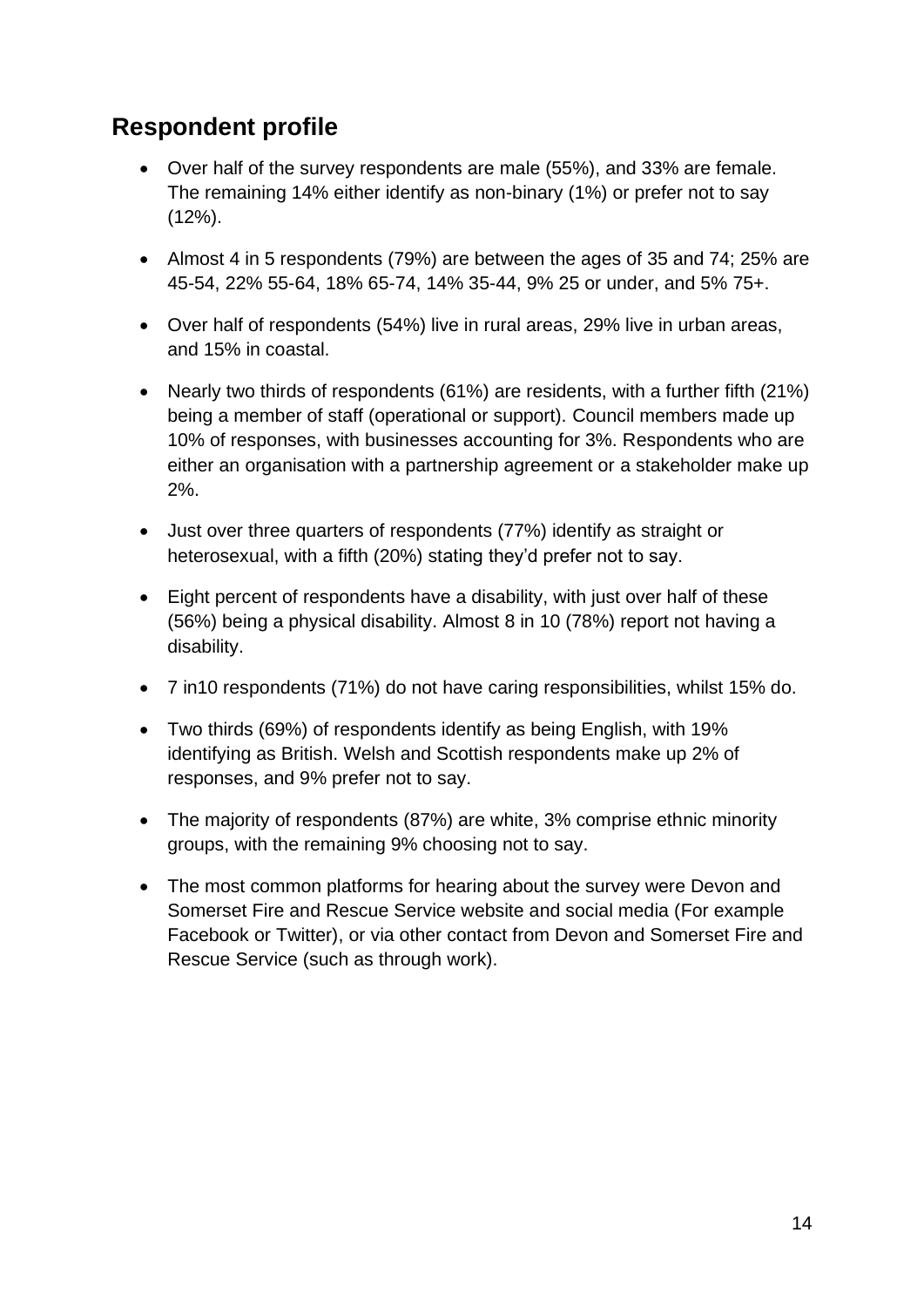## Respondent profile

- Over half of the survey respondents are male (55%), and 33% are female. The remaining 14% either identify as non-binary (1%) or prefer not to say (12%).
- Almost 4 in 5 respondents (79%) are between the ages of 35 and 74; 25% are 45-54, 22% 55-64, 18% 65-74, 14% 35-44, 9% 25 or under, and 5% 75+.
- Over half of respondents (54%) live in rural areas, 29% live in urban areas, and 15% in coastal.
- Nearly two thirds of respondents (61%) are residents, with a further fifth (21%) being a member of staff (operational or support). Council members made up 10% of responses, with businesses accounting for 3%. Respondents who are either an organisation with a partnership agreement or a stakeholder make up 2%.
- Just over three quarters of respondents (77%) identify as straight or heterosexual, with a fifth (20%) stating they'd prefer not to say.
- Eight percent of respondents have a disability, with just over half of these (56%) being a physical disability. Almost 8 in 10 (78%) report not having a disability.
- 7 in10 respondents (71%) do not have caring responsibilities, whilst 15% do.
- Two thirds (69%) of respondents identify as being English, with 19% identifying as British. Welsh and Scottish respondents make up 2% of responses, and 9% prefer not to say.
- The majority of respondents (87%) are white, 3% comprise ethnic minority groups, with the remaining 9% choosing not to say.
- The most common platforms for hearing about the survey were Devon and Somerset Fire and Rescue Service website and social media (For example Facebook or Twitter), or via other contact from Devon and Somerset Fire and Rescue Service (such as through work).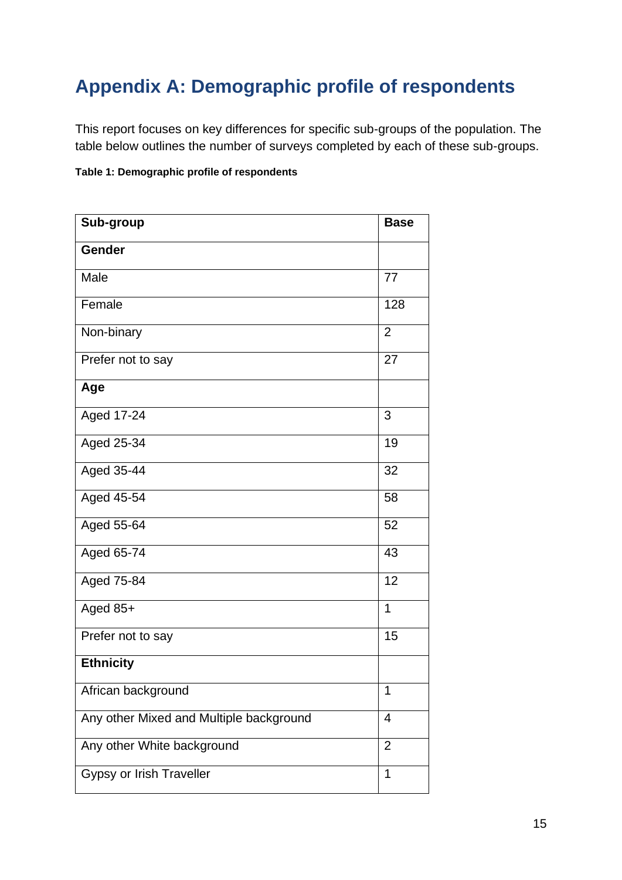## Appendix A: Demographic profile of respondents

This report focuses on key differences for specific sub-groups of the population. The table below outlines the number of surveys completed by each of these sub-groups.

**Table 1: Demographic profile of respondents**

| Sub-group | Base |
|---|---|
| **Gender** | |
| Male | 77 |
| Female | 128 |
| Non-binary | 2 |
| Prefer not to say | 27 |
| **Age** | |
| Aged 17-24 | 3 |
| Aged 25-34 | 19 |
| Aged 35-44 | 32 |
| Aged 45-54 | 58 |
| Aged 55-64 | 52 |
| Aged 65-74 | 43 |
| Aged 75-84 | 12 |
| Aged 85+ | 1 |
| Prefer not to say | 15 |
| **Ethnicity** | |
| African background | 1 |
| Any other Mixed and Multiple background | 4 |
| Any other White background | 2 |
| Gypsy or Irish Traveller | 1 |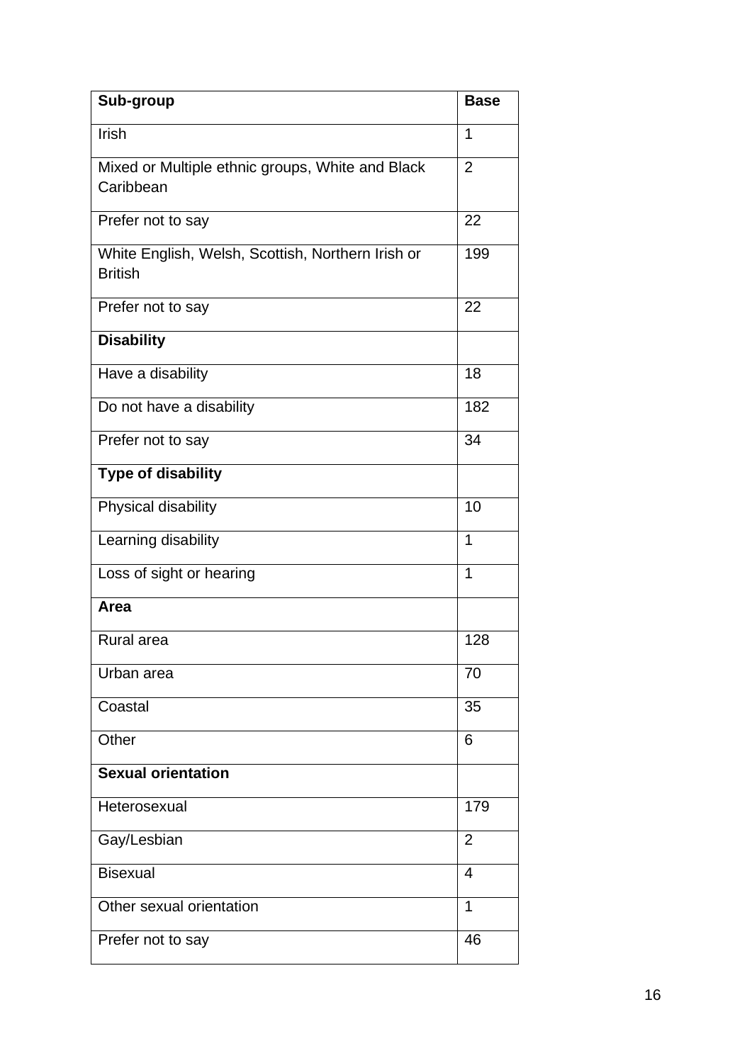| Sub-group | Base |
|---|---|
| Irish | 1 |
| Mixed or Multiple ethnic groups, White and Black Caribbean | 2 |
| Prefer not to say | 22 |
| White English, Welsh, Scottish, Northern Irish or British | 199 |
| Prefer not to say | 22 |
| **Disability** | |
| Have a disability | 18 |
| Do not have a disability | 182 |
| Prefer not to say | 34 |
| **Type of disability** | |
| Physical disability | 10 |
| Learning disability | 1 |
| Loss of sight or hearing | 1 |
| **Area** | |
| Rural area | 128 |
| Urban area | 70 |
| Coastal | 35 |
| Other | 6 |
| **Sexual orientation** | |
| Heterosexual | 179 |
| Gay/Lesbian | 2 |
| Bisexual | 4 |
| Other sexual orientation | 1 |
| Prefer not to say | 46 |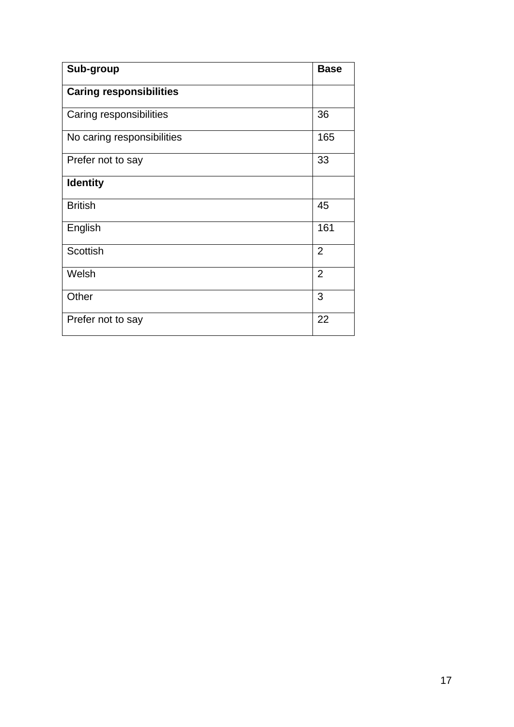| Sub-group | Base |
|---|---|
| **Caring responsibilities** | |
| Caring responsibilities | 36 |
| No caring responsibilities | 165 |
| Prefer not to say | 33 |
| **Identity** | |
| British | 45 |
| English | 161 |
| Scottish | 2 |
| Welsh | 2 |
| Other | 3 |
| Prefer not to say | 22 |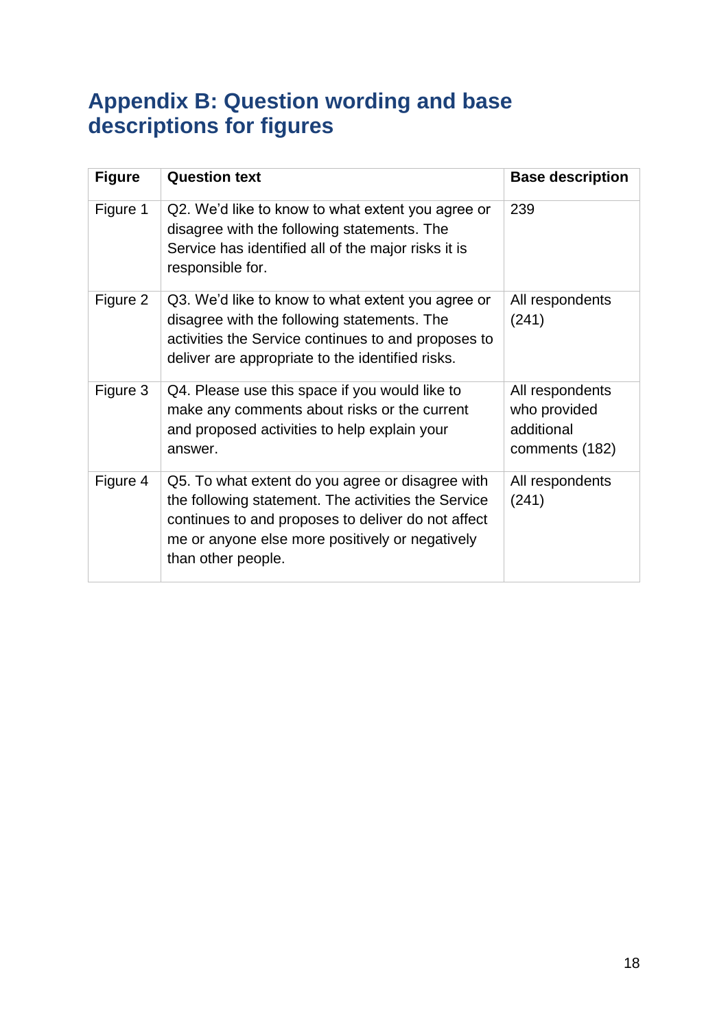# Appendix B: Question wording and base descriptions for figures

| Figure | Question text | Base description |
|---|---|---|
| Figure 1 | Q2. We'd like to know to what extent you agree or disagree with the following statements. The Service has identified all of the major risks it is responsible for. | 239 |
| Figure 2 | Q3. We'd like to know to what extent you agree or disagree with the following statements. The activities the Service continues to and proposes to deliver are appropriate to the identified risks. | All respondents (241) |
| Figure 3 | Q4. Please use this space if you would like to make any comments about risks or the current and proposed activities to help explain your answer. | All respondents who provided additional comments (182) |
| Figure 4 | Q5. To what extent do you agree or disagree with the following statement. The activities the Service continues to and proposes to deliver do not affect me or anyone else more positively or negatively than other people. | All respondents (241) |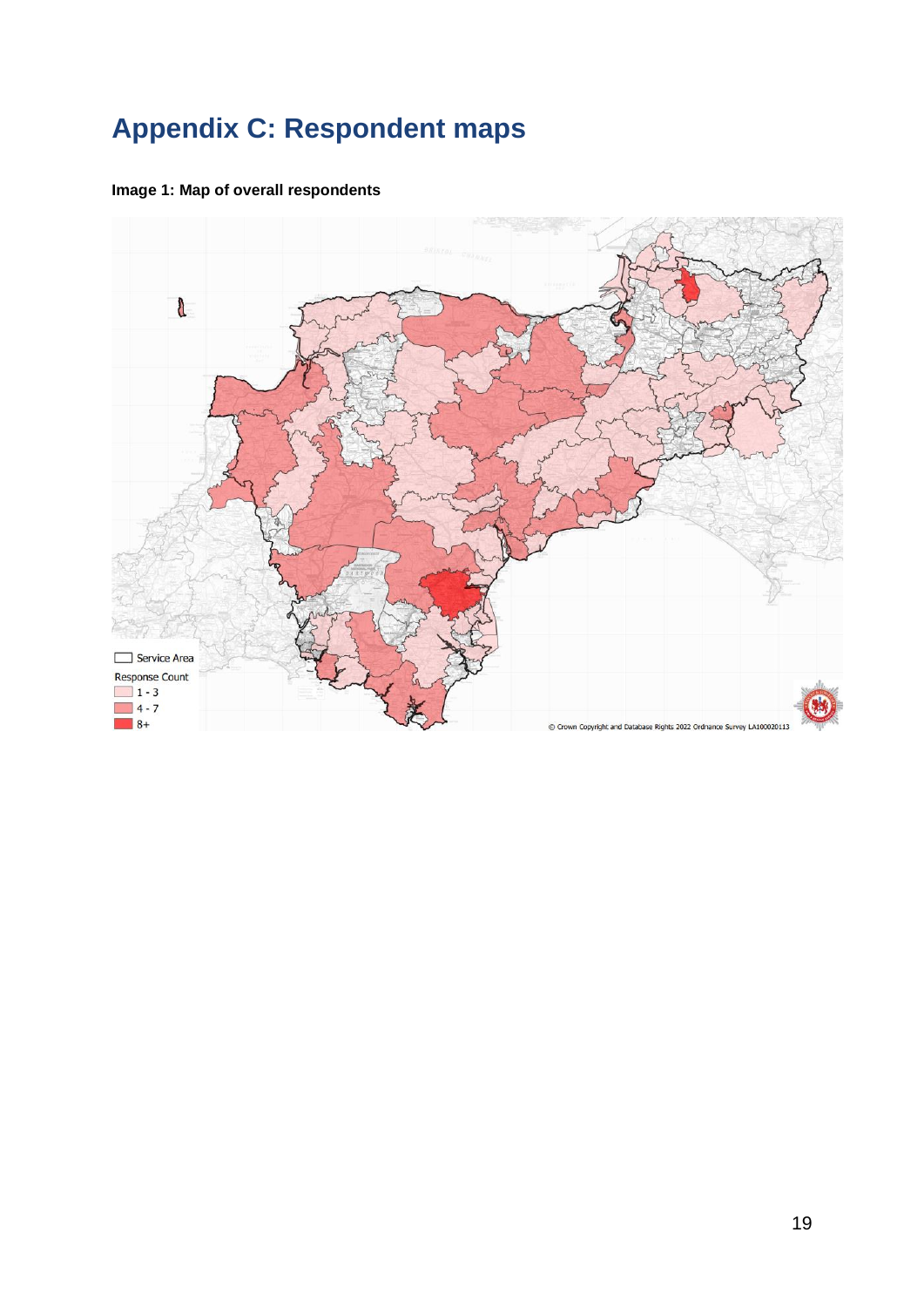# Appendix C: Respondent maps

**Image 1: Map of overall respondents**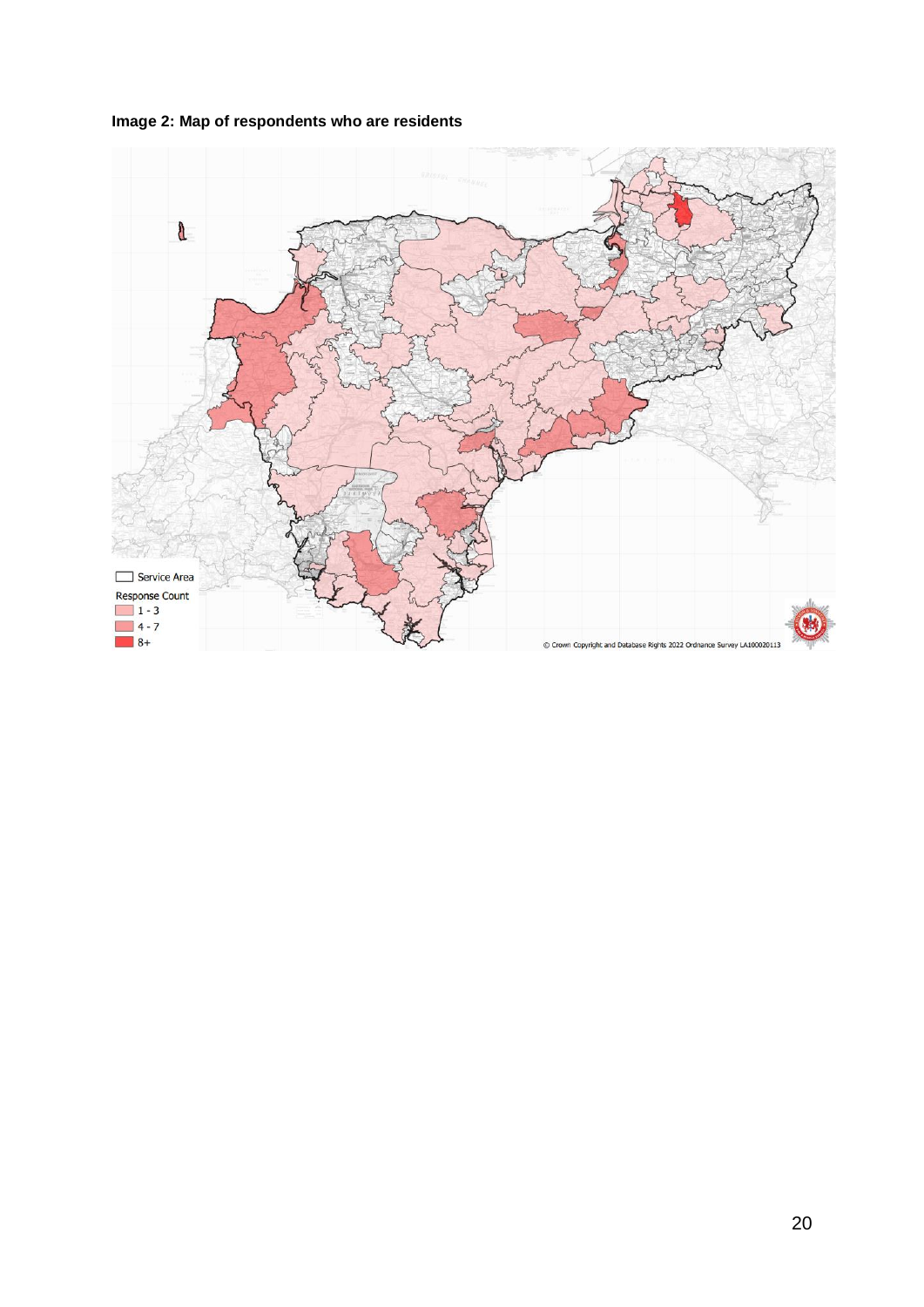**Image 2: Map of respondents who are residents**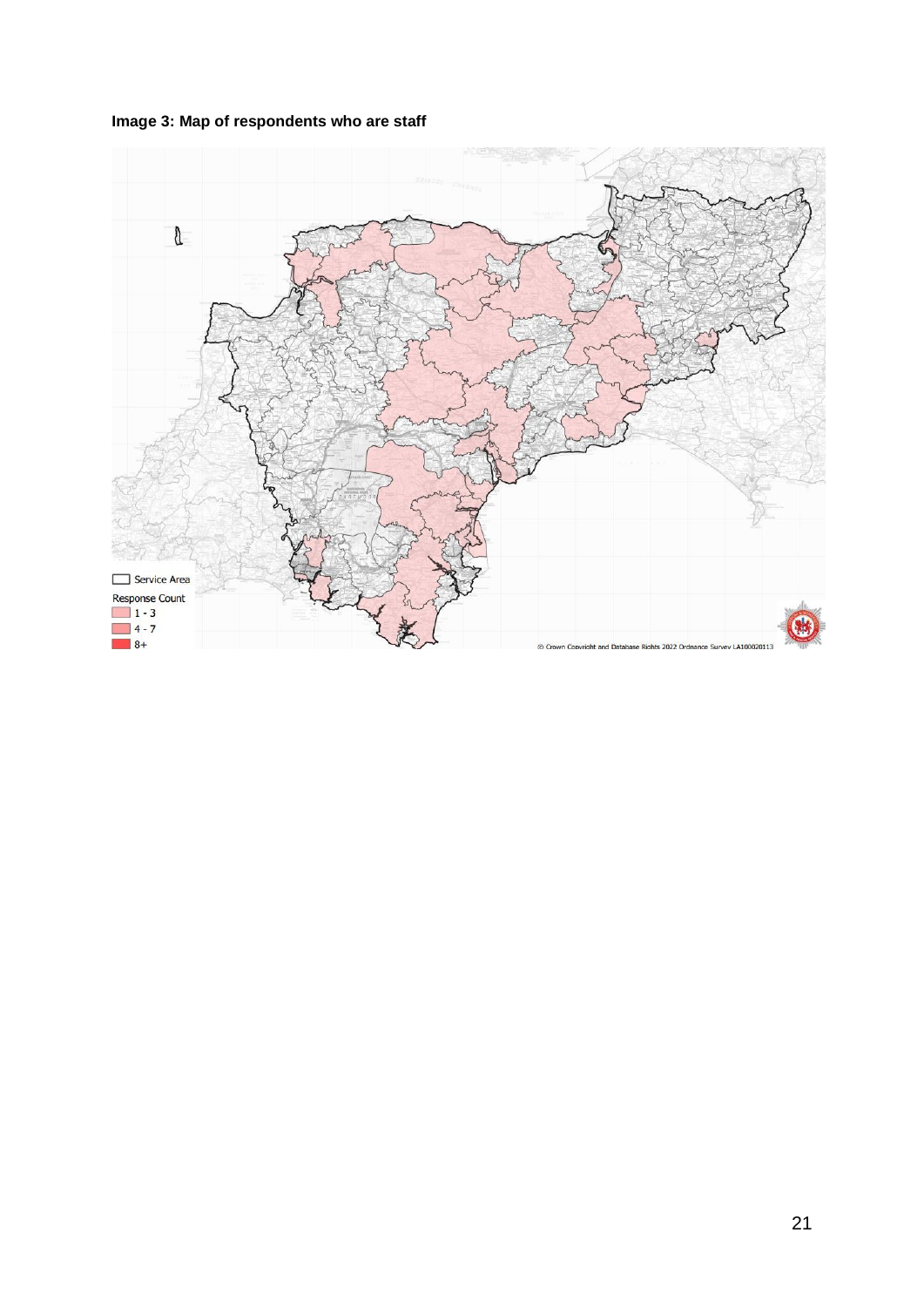**Image 3: Map of respondents who are staff**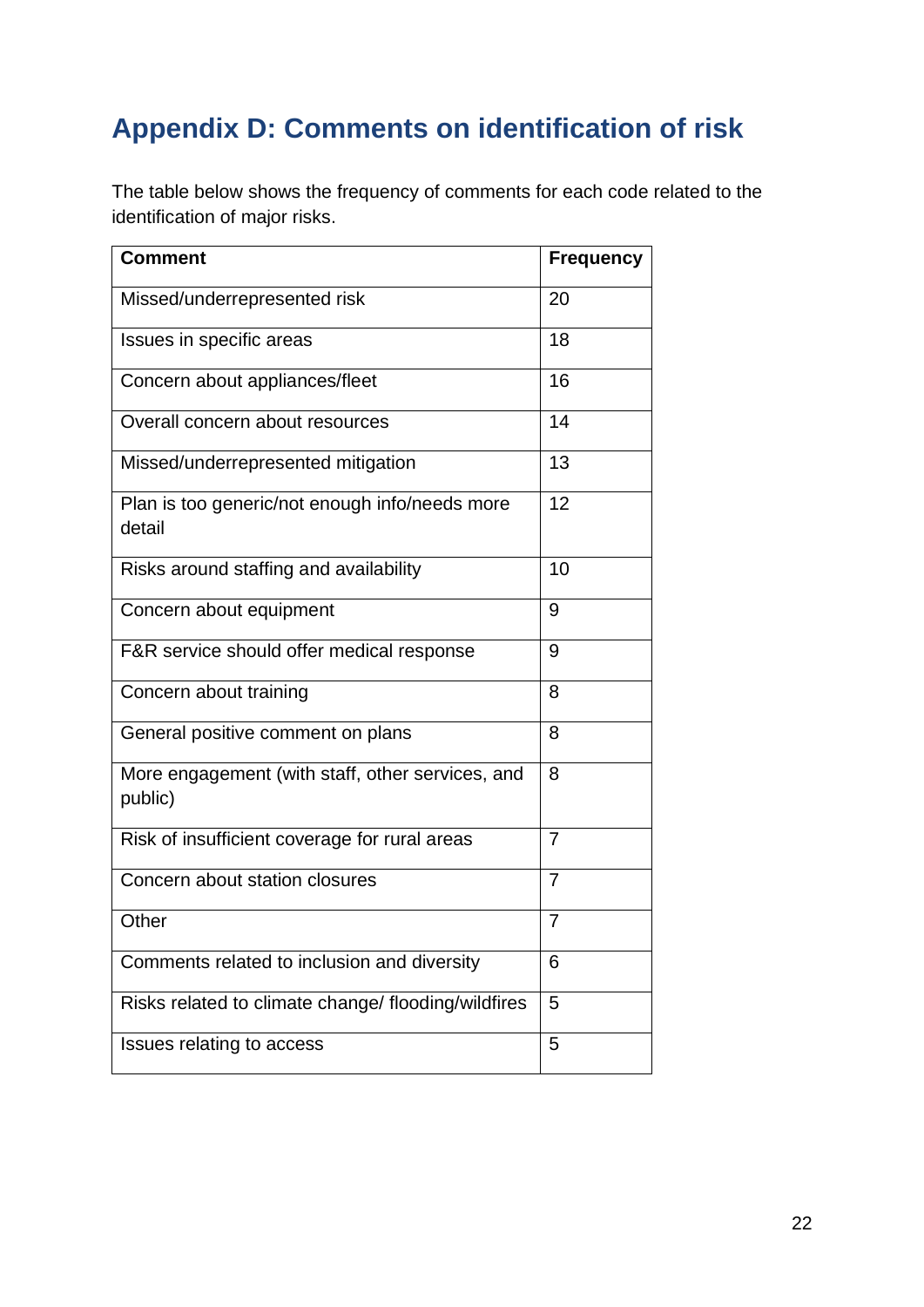# Appendix D: Comments on identification of risk

The table below shows the frequency of comments for each code related to the identification of major risks.

| Comment | Frequency |
|---|---|
| Missed/underrepresented risk | 20 |
| Issues in specific areas | 18 |
| Concern about appliances/fleet | 16 |
| Overall concern about resources | 14 |
| Missed/underrepresented mitigation | 13 |
| Plan is too generic/not enough info/needs more detail | 12 |
| Risks around staffing and availability | 10 |
| Concern about equipment | 9 |
| F&R service should offer medical response | 9 |
| Concern about training | 8 |
| General positive comment on plans | 8 |
| More engagement (with staff, other services, and public) | 8 |
| Risk of insufficient coverage for rural areas | 7 |
| Concern about station closures | 7 |
| Other | 7 |
| Comments related to inclusion and diversity | 6 |
| Risks related to climate change/ flooding/wildfires | 5 |
| Issues relating to access | 5 |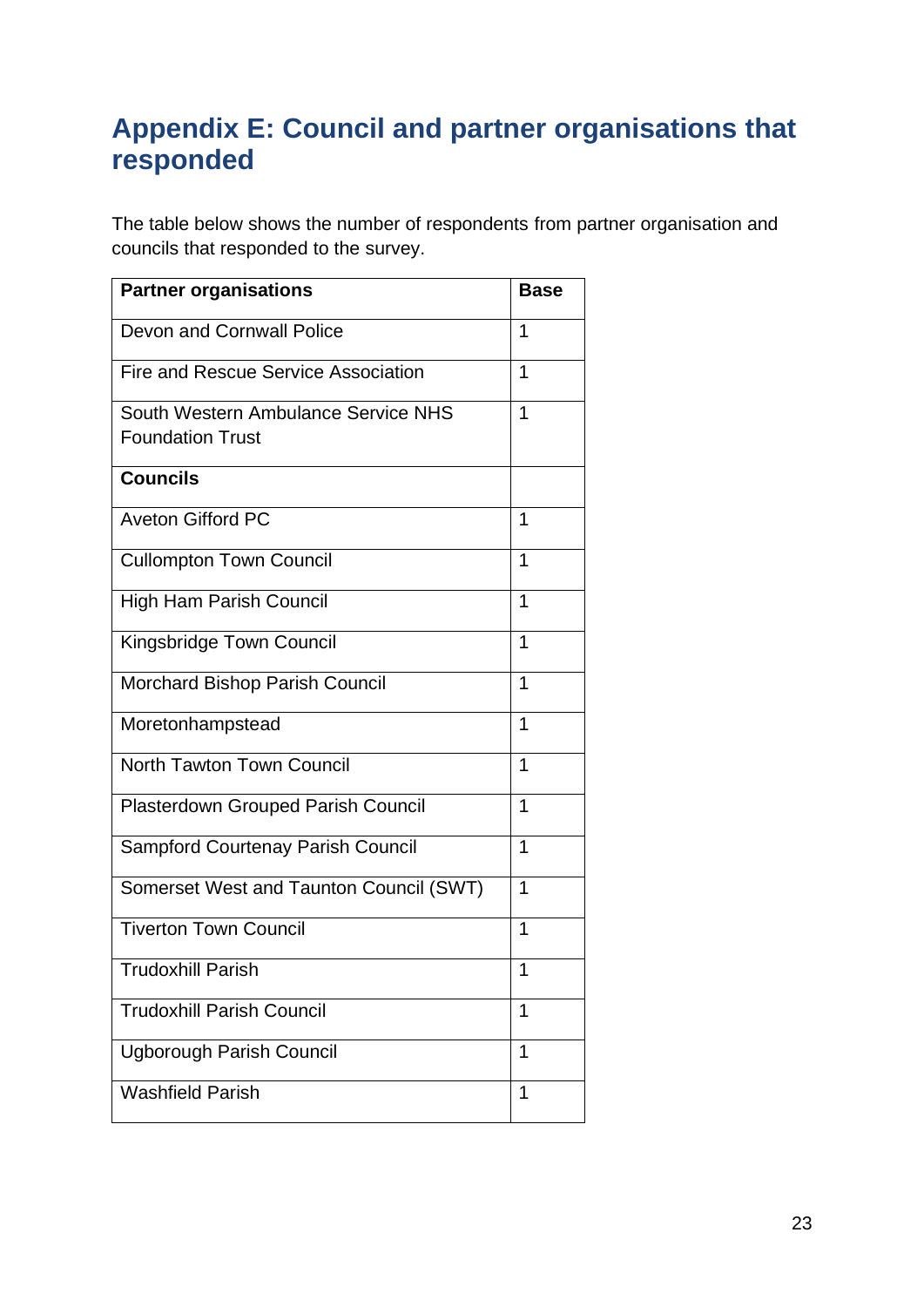# Appendix E: Council and partner organisations that responded

The table below shows the number of respondents from partner organisation and councils that responded to the survey.

| Partner organisations | Base |
|---|---|
| Devon and Cornwall Police | 1 |
| Fire and Rescue Service Association | 1 |
| South Western Ambulance Service NHS Foundation Trust | 1 |
| **Councils** | |
| Aveton Gifford PC | 1 |
| Cullompton Town Council | 1 |
| High Ham Parish Council | 1 |
| Kingsbridge Town Council | 1 |
| Morchard Bishop Parish Council | 1 |
| Moretonhampstead | 1 |
| North Tawton Town Council | 1 |
| Plasterdown Grouped Parish Council | 1 |
| Sampford Courtenay Parish Council | 1 |
| Somerset West and Taunton Council (SWT) | 1 |
| Tiverton Town Council | 1 |
| Trudoxhill Parish | 1 |
| Trudoxhill Parish Council | 1 |
| Ugborough Parish Council | 1 |
| Washfield Parish | 1 |